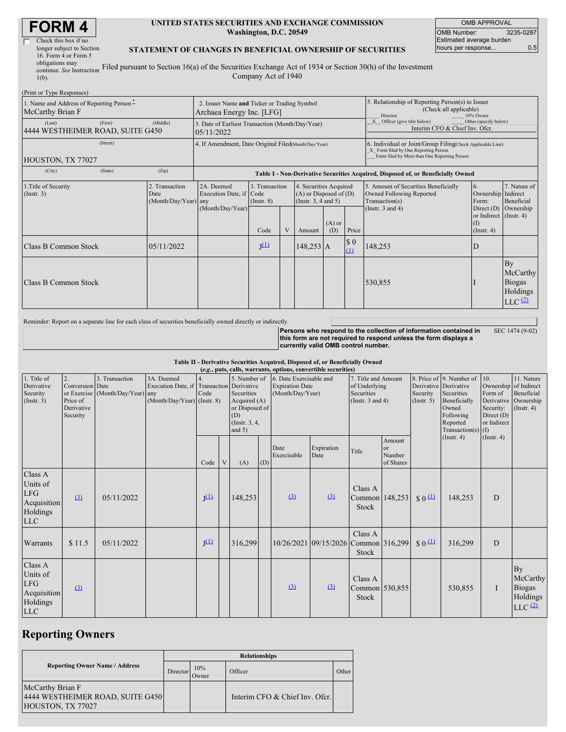# FORM 4

☐ Check this box if no longer subject to Section 16. Form 4 or Form 5 obligations may continue. *See* Instruction 1(b).

**UNITED STATES SECURITIES AND EXCHANGE COMMISSION**
Washington, D.C. 20549

**STATEMENT OF CHANGES IN BENEFICIAL OWNERSHIP OF SECURITIES**

Filed pursuant to Section 16(a) of the Securities Exchange Act of 1934 or Section 30(h) of the Investment Company Act of 1940

| OMB APPROVAL | |
|---|---|
| OMB Number: | 3235-0287 |
| Estimated average burden hours per response... | 0.5 |

(Print or Type Responses)

| 1. Name and Address of Reporting Person* | 2. Issuer Name **and** Ticker or Trading Symbol | 5. Relationship of Reporting Person(s) to Issuer (Check all applicable) |
|---|---|---|
| McCarthy Brian F | Archaea Energy Inc. [LFG] | ___ Director ___ 10% Owner |
| (Last) (First) (Middle) 4444 WESTHEIMER ROAD, SUITE G450 | 3. Date of Earliest Transaction (Month/Day/Year) 05/11/2022 | _X_ Officer (give title below) ___ Other (specify below) Interim CFO & Chief Inv. Ofcr. |
| (Street) HOUSTON, TX 77027 | 4. If Amendment, Date Original Filed(Month/Day/Year) | 6. Individual or Joint/Group Filing(Check Applicable Line) _X_ Form filed by One Reporting Person ___ Form filed by More than One Reporting Person |
| (City) (State) (Zip) | | |

**Table I - Non-Derivative Securities Acquired, Disposed of, or Beneficially Owned**

| 1.Title of Security (Instr. 3) | 2. Transaction Date (Month/Day/Year) | 2A. Deemed Execution Date, if any (Month/Day/Year) | 3. Transaction Code (Instr. 8) Code | V | 4. Securities Acquired (A) or Disposed of (D) (Instr. 3, 4 and 5) Amount | (A) or (D) | Price | 5. Amount of Securities Beneficially Owned Following Reported Transaction(s) (Instr. 3 and 4) | 6. Ownership Form: Direct (D) or Indirect (I) (Instr. 4) | 7. Nature of Indirect Beneficial Ownership (Instr. 4) |
|---|---|---|---|---|---|---|---|---|---|---|
| Class B Common Stock | 05/11/2022 | | J [(1)] | | 148,253 | A | $ 0 [(1)] | 148,253 | D | |
| Class B Common Stock | | | | | | | | 530,855 | I | By McCarthy Biogas Holdings LLC [(2)] |

Reminder: Report on a separate line for each class of securities beneficially owned directly or indirectly.

**Persons who respond to the collection of information contained in this form are not required to respond unless the form displays a currently valid OMB control number.** SEC 1474 (9-02)

**Table II - Derivative Securities Acquired, Disposed of, or Beneficially Owned**
***(e.g., puts, calls, warrants, options, convertible securities)***

| 1. Title of Derivative Security (Instr. 3) | 2. Conversion or Exercise Price of Derivative Security | 3. Transaction Date (Month/Day/Year) | 3A. Deemed Execution Date, if any (Month/Day/Year) | 4. Transaction Code (Instr. 8) Code | V | 5. Number of Derivative Securities Acquired (A) or Disposed of (D) (Instr. 3, 4, and 5) (A) | (D) | 6. Date Exercisable and Expiration Date (Month/Day/Year) Date Exercisable | Expiration Date | 7. Title and Amount of Underlying Securities (Instr. 3 and 4) Title | Amount or Number of Shares | 8. Price of Derivative Security (Instr. 5) | 9. Number of Derivative Securities Beneficially Owned Following Reported Transaction(s) (Instr. 4) | 10. Ownership Form of Derivative Security: Direct (D) or Indirect (I) (Instr. 4) | 11. Nature of Indirect Beneficial Ownership (Instr. 4) |
|---|---|---|---|---|---|---|---|---|---|---|---|---|---|---|---|
| Class A Units of LFG Acquisition Holdings LLC | [(3)] | 05/11/2022 | | J [(1)] | | 148,253 | | [(3)] | [(3)] | Class A Common Stock | 148,253 | $ 0 [(1)] | 148,253 | D | |
| Warrants | $ 11.5 | 05/11/2022 | | J [(1)] | | 316,299 | | 10/26/2021 | 09/15/2026 | Class A Common Stock | 316,299 | $ 0 [(1)] | 316,299 | D | |
| Class A Units of LFG Acquisition Holdings LLC | [(3)] | | | | | | | [(3)] | [(3)] | Class A Common Stock | 530,855 | | 530,855 | I | By McCarthy Biogas Holdings LLC [(2)] |

## Reporting Owners

| Reporting Owner Name / Address | Relationships: Director | 10% Owner | Officer | Other |
|---|---|---|---|---|
| McCarthy Brian F 4444 WESTHEIMER ROAD, SUITE G450 HOUSTON, TX 77027 | | | Interim CFO & Chief Inv. Ofcr. | |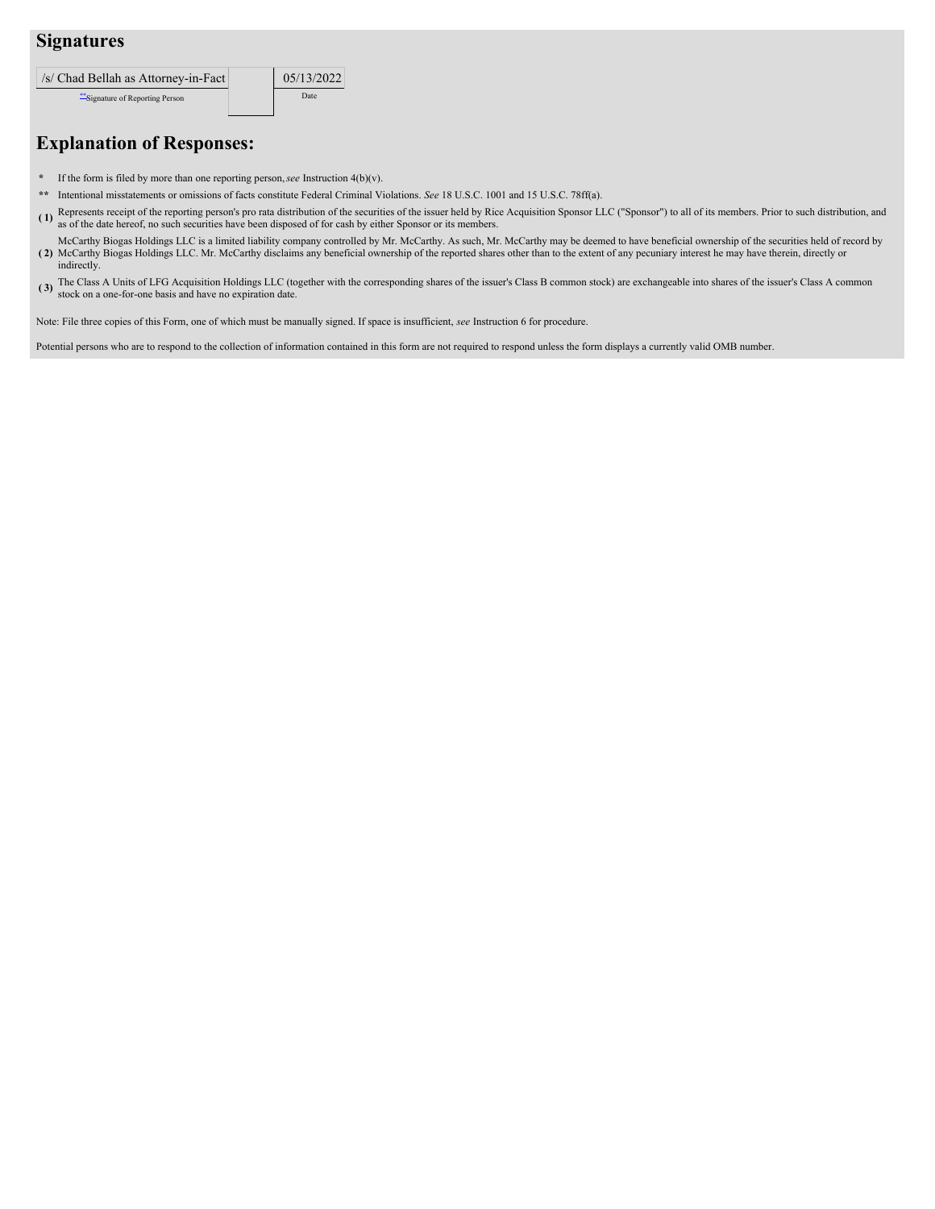## Signatures

| | | |
|---|---|---|
| /s/ Chad Bellah as Attorney-in-Fact | | 05/13/2022 |
| **Signature of Reporting Person | | Date |

## Explanation of Responses:

\* If the form is filed by more than one reporting person, *see* Instruction 4(b)(v).

** Intentional misstatements or omissions of facts constitute Federal Criminal Violations. *See* 18 U.S.C. 1001 and 15 U.S.C. 78ff(a).

**( 1)** Represents receipt of the reporting person's pro rata distribution of the securities of the issuer held by Rice Acquisition Sponsor LLC ("Sponsor") to all of its members. Prior to such distribution, and as of the date hereof, no such securities have been disposed of for cash by either Sponsor or its members.

**( 2)** McCarthy Biogas Holdings LLC is a limited liability company controlled by Mr. McCarthy. As such, Mr. McCarthy may be deemed to have beneficial ownership of the securities held of record by McCarthy Biogas Holdings LLC. Mr. McCarthy disclaims any beneficial ownership of the reported shares other than to the extent of any pecuniary interest he may have therein, directly or indirectly.

**( 3)** The Class A Units of LFG Acquisition Holdings LLC (together with the corresponding shares of the issuer's Class B common stock) are exchangeable into shares of the issuer's Class A common stock on a one-for-one basis and have no expiration date.

Note: File three copies of this Form, one of which must be manually signed. If space is insufficient, *see* Instruction 6 for procedure.

Potential persons who are to respond to the collection of information contained in this form are not required to respond unless the form displays a currently valid OMB number.